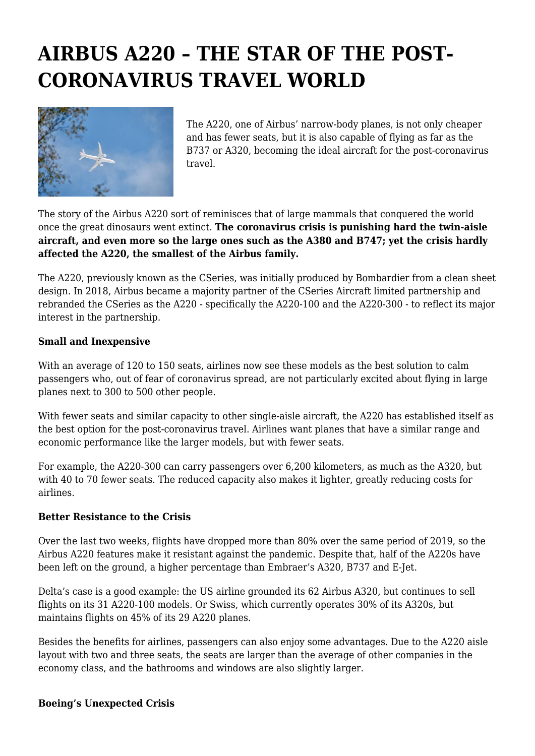# AIRBUS A220 – THE STAR OF THE POST-CORONAVIRUS TRAVEL WORLD

The A220, one of Airbus' narrow-body planes, is not only cheaper and has fewer seats, but it is also capable of flying as far as the B737 or A320, becoming the ideal aircraft for the post-coronavirus travel.

The story of the Airbus A220 sort of reminisces that of large mammals that conquered the world once the great dinosaurs went extinct. **The coronavirus crisis is punishing hard the twin-aisle aircraft, and even more so the large ones such as the A380 and B747; yet the crisis hardly affected the A220, the smallest of the Airbus family.**

The A220, previously known as the CSeries, was initially produced by Bombardier from a clean sheet design. In 2018, Airbus became a majority partner of the CSeries Aircraft limited partnership and rebranded the CSeries as the A220 - specifically the A220-100 and the A220-300 - to reflect its major interest in the partnership.

**Small and Inexpensive**

With an average of 120 to 150 seats, airlines now see these models as the best solution to calm passengers who, out of fear of coronavirus spread, are not particularly excited about flying in large planes next to 300 to 500 other people.

With fewer seats and similar capacity to other single-aisle aircraft, the A220 has established itself as the best option for the post-coronavirus travel. Airlines want planes that have a similar range and economic performance like the larger models, but with fewer seats.

For example, the A220-300 can carry passengers over 6,200 kilometers, as much as the A320, but with 40 to 70 fewer seats. The reduced capacity also makes it lighter, greatly reducing costs for airlines.

**Better Resistance to the Crisis**

Over the last two weeks, flights have dropped more than 80% over the same period of 2019, so the Airbus A220 features make it resistant against the pandemic. Despite that, half of the A220s have been left on the ground, a higher percentage than Embraer's A320, B737 and E-Jet.

Delta's case is a good example: the US airline grounded its 62 Airbus A320, but continues to sell flights on its 31 A220-100 models. Or Swiss, which currently operates 30% of its A320s, but maintains flights on 45% of its 29 A220 planes.

Besides the benefits for airlines, passengers can also enjoy some advantages. Due to the A220 aisle layout with two and three seats, the seats are larger than the average of other companies in the economy class, and the bathrooms and windows are also slightly larger.

**Boeing's Unexpected Crisis**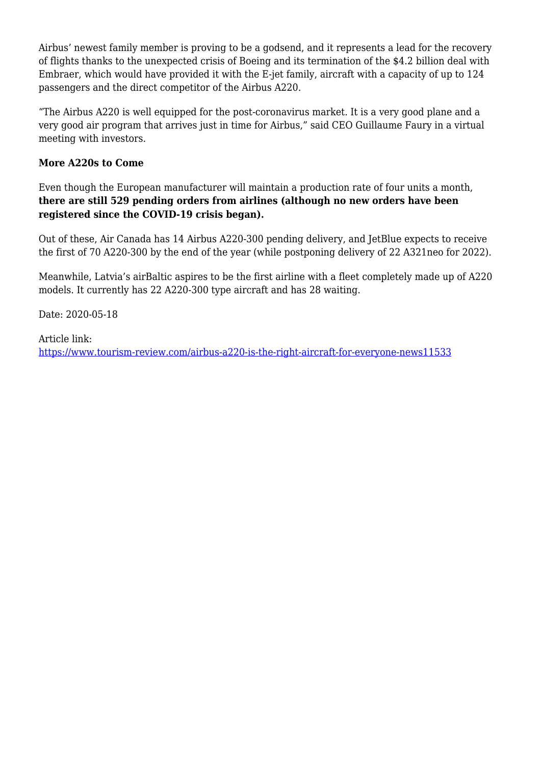Airbus' newest family member is proving to be a godsend, and it represents a lead for the recovery of flights thanks to the unexpected crisis of Boeing and its termination of the $4.2 billion deal with Embraer, which would have provided it with the E-jet family, aircraft with a capacity of up to 124 passengers and the direct competitor of the Airbus A220.

"The Airbus A220 is well equipped for the post-coronavirus market. It is a very good plane and a very good air program that arrives just in time for Airbus," said CEO Guillaume Faury in a virtual meeting with investors.

**More A220s to Come**

Even though the European manufacturer will maintain a production rate of four units a month, **there are still 529 pending orders from airlines (although no new orders have been registered since the COVID-19 crisis began).**

Out of these, Air Canada has 14 Airbus A220-300 pending delivery, and JetBlue expects to receive the first of 70 A220-300 by the end of the year (while postponing delivery of 22 A321neo for 2022).

Meanwhile, Latvia's airBaltic aspires to be the first airline with a fleet completely made up of A220 models. It currently has 22 A220-300 type aircraft and has 28 waiting.

Date: 2020-05-18

Article link:
[https://www.tourism-review.com/airbus-a220-is-the-right-aircraft-for-everyone-news11533](https://www.tourism-review.com/airbus-a220-is-the-right-aircraft-for-everyone-news11533)